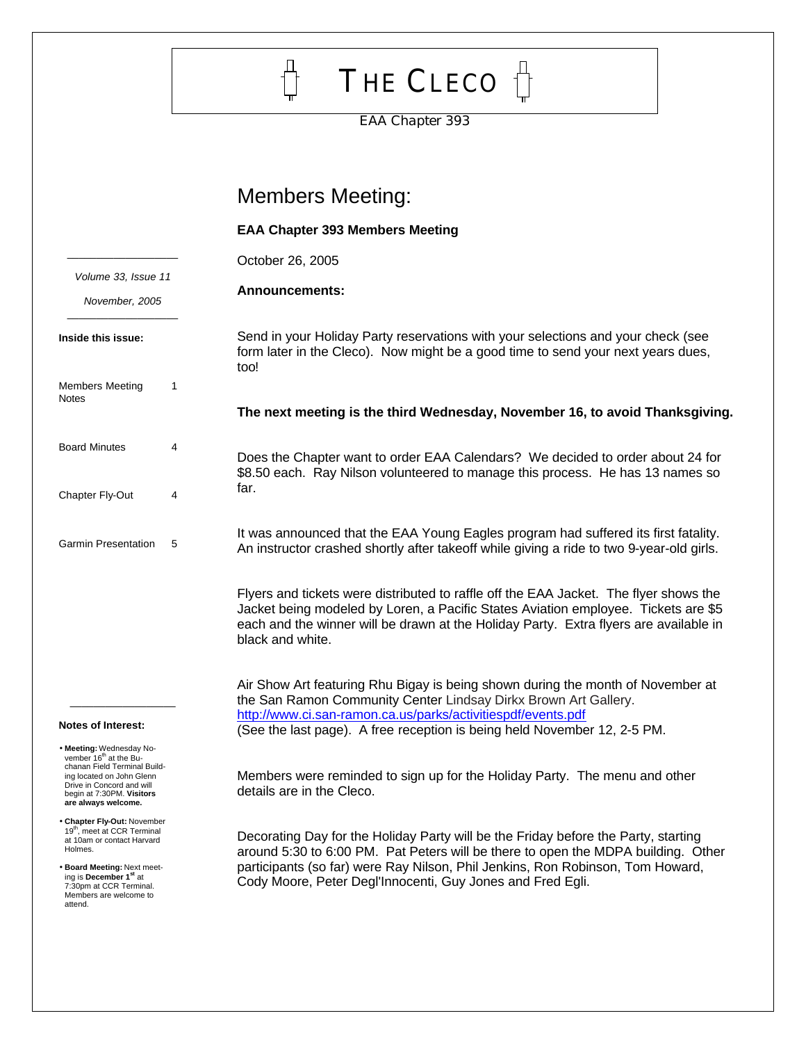# THE CLECO

EAA Chapter 393

*Volume 33, Issue 11*

*November, 2005*

**Inside this issue:**

| | |
|---|---|
| Members Meeting Notes | 1 |
| Board Minutes | 4 |
| Chapter Fly-Out | 4 |
| Garmin Presentation | 5 |

**Notes of Interest:**

- **Meeting:** Wednesday November 16[th] at the Buchanan Field Terminal Building located on John Glenn Drive in Concord and will begin at 7:30PM. **Visitors are always welcome.**
- **Chapter Fly-Out:** November 19[th], meet at CCR Terminal at 10am or contact Harvard Holmes.
- **Board Meeting:** Next meeting is **December 1[st]** at 7:30pm at CCR Terminal. Members are welcome to attend.

## Members Meeting:

**EAA Chapter 393 Members Meeting**

October 26, 2005

**Announcements:**

Send in your Holiday Party reservations with your selections and your check (see form later in the Cleco). Now might be a good time to send your next years dues, too!

**The next meeting is the third Wednesday, November 16, to avoid Thanksgiving.**

Does the Chapter want to order EAA Calendars? We decided to order about 24 for $8.50 each. Ray Nilson volunteered to manage this process. He has 13 names so far.

It was announced that the EAA Young Eagles program had suffered its first fatality. An instructor crashed shortly after takeoff while giving a ride to two 9-year-old girls.

Flyers and tickets were distributed to raffle off the EAA Jacket. The flyer shows the Jacket being modeled by Loren, a Pacific States Aviation employee. Tickets are $5 each and the winner will be drawn at the Holiday Party. Extra flyers are available in black and white.

Air Show Art featuring Rhu Bigay is being shown during the month of November at the San Ramon Community Center Lindsay Dirkx Brown Art Gallery. http://www.ci.san-ramon.ca.us/parks/activitiespdf/events.pdf (See the last page). A free reception is being held November 12, 2-5 PM.

Members were reminded to sign up for the Holiday Party. The menu and other details are in the Cleco.

Decorating Day for the Holiday Party will be the Friday before the Party, starting around 5:30 to 6:00 PM. Pat Peters will be there to open the MDPA building. Other participants (so far) were Ray Nilson, Phil Jenkins, Ron Robinson, Tom Howard, Cody Moore, Peter Degl'Innocenti, Guy Jones and Fred Egli.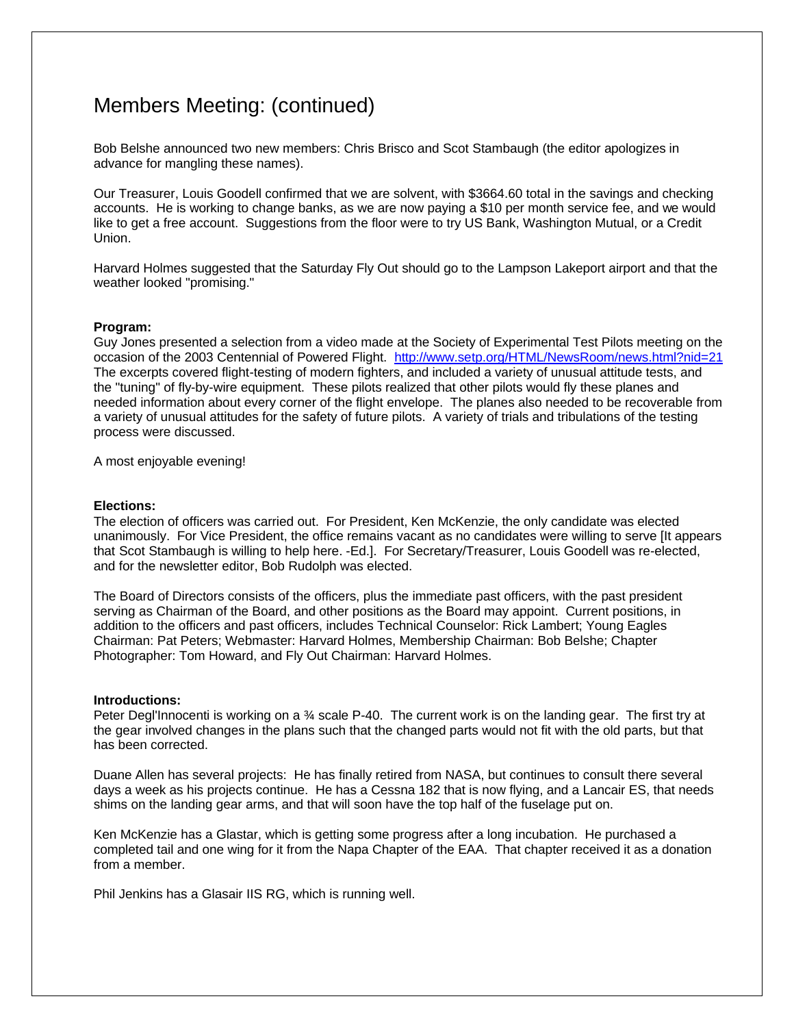# Members Meeting: (continued)

Bob Belshe announced two new members: Chris Brisco and Scot Stambaugh (the editor apologizes in advance for mangling these names).

Our Treasurer, Louis Goodell confirmed that we are solvent, with $3664.60 total in the savings and checking accounts. He is working to change banks, as we are now paying a $10 per month service fee, and we would like to get a free account. Suggestions from the floor were to try US Bank, Washington Mutual, or a Credit Union.

Harvard Holmes suggested that the Saturday Fly Out should go to the Lampson Lakeport airport and that the weather looked "promising."

**Program:**
Guy Jones presented a selection from a video made at the Society of Experimental Test Pilots meeting on the occasion of the 2003 Centennial of Powered Flight. http://www.setp.org/HTML/NewsRoom/news.html?nid=21 The excerpts covered flight-testing of modern fighters, and included a variety of unusual attitude tests, and the "tuning" of fly-by-wire equipment. These pilots realized that other pilots would fly these planes and needed information about every corner of the flight envelope. The planes also needed to be recoverable from a variety of unusual attitudes for the safety of future pilots. A variety of trials and tribulations of the testing process were discussed.

A most enjoyable evening!

**Elections:**
The election of officers was carried out. For President, Ken McKenzie, the only candidate was elected unanimously. For Vice President, the office remains vacant as no candidates were willing to serve [It appears that Scot Stambaugh is willing to help here. -Ed.]. For Secretary/Treasurer, Louis Goodell was re-elected, and for the newsletter editor, Bob Rudolph was elected.

The Board of Directors consists of the officers, plus the immediate past officers, with the past president serving as Chairman of the Board, and other positions as the Board may appoint. Current positions, in addition to the officers and past officers, includes Technical Counselor: Rick Lambert; Young Eagles Chairman: Pat Peters; Webmaster: Harvard Holmes, Membership Chairman: Bob Belshe; Chapter Photographer: Tom Howard, and Fly Out Chairman: Harvard Holmes.

**Introductions:**
Peter Degl'Innocenti is working on a ¾ scale P-40. The current work is on the landing gear. The first try at the gear involved changes in the plans such that the changed parts would not fit with the old parts, but that has been corrected.

Duane Allen has several projects: He has finally retired from NASA, but continues to consult there several days a week as his projects continue. He has a Cessna 182 that is now flying, and a Lancair ES, that needs shims on the landing gear arms, and that will soon have the top half of the fuselage put on.

Ken McKenzie has a Glastar, which is getting some progress after a long incubation. He purchased a completed tail and one wing for it from the Napa Chapter of the EAA. That chapter received it as a donation from a member.

Phil Jenkins has a Glasair IIS RG, which is running well.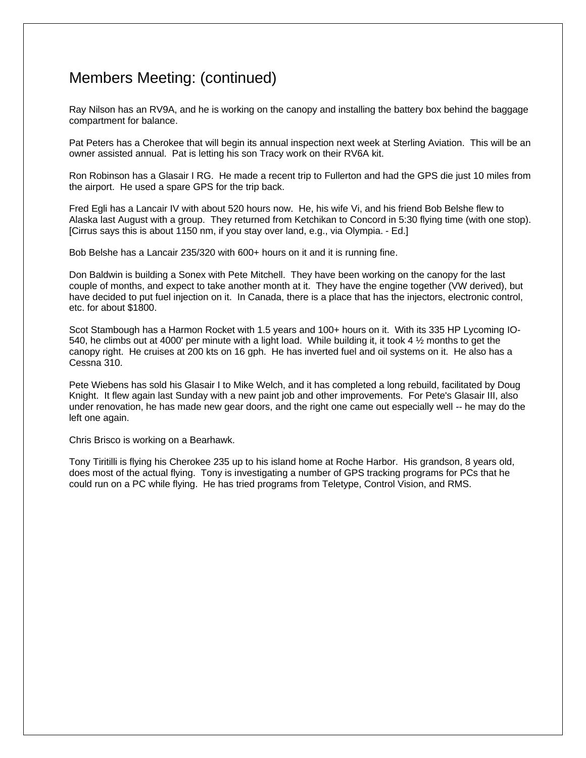## Members Meeting: (continued)

Ray Nilson has an RV9A, and he is working on the canopy and installing the battery box behind the baggage compartment for balance.

Pat Peters has a Cherokee that will begin its annual inspection next week at Sterling Aviation. This will be an owner assisted annual. Pat is letting his son Tracy work on their RV6A kit.

Ron Robinson has a Glasair I RG. He made a recent trip to Fullerton and had the GPS die just 10 miles from the airport. He used a spare GPS for the trip back.

Fred Egli has a Lancair IV with about 520 hours now. He, his wife Vi, and his friend Bob Belshe flew to Alaska last August with a group. They returned from Ketchikan to Concord in 5:30 flying time (with one stop). [Cirrus says this is about 1150 nm, if you stay over land, e.g., via Olympia. - Ed.]

Bob Belshe has a Lancair 235/320 with 600+ hours on it and it is running fine.

Don Baldwin is building a Sonex with Pete Mitchell. They have been working on the canopy for the last couple of months, and expect to take another month at it. They have the engine together (VW derived), but have decided to put fuel injection on it. In Canada, there is a place that has the injectors, electronic control, etc. for about $1800.

Scot Stambough has a Harmon Rocket with 1.5 years and 100+ hours on it. With its 335 HP Lycoming IO-540, he climbs out at 4000' per minute with a light load. While building it, it took 4 ½ months to get the canopy right. He cruises at 200 kts on 16 gph. He has inverted fuel and oil systems on it. He also has a Cessna 310.

Pete Wiebens has sold his Glasair I to Mike Welch, and it has completed a long rebuild, facilitated by Doug Knight. It flew again last Sunday with a new paint job and other improvements. For Pete's Glasair III, also under renovation, he has made new gear doors, and the right one came out especially well -- he may do the left one again.

Chris Brisco is working on a Bearhawk.

Tony Tiritilli is flying his Cherokee 235 up to his island home at Roche Harbor. His grandson, 8 years old, does most of the actual flying. Tony is investigating a number of GPS tracking programs for PCs that he could run on a PC while flying. He has tried programs from Teletype, Control Vision, and RMS.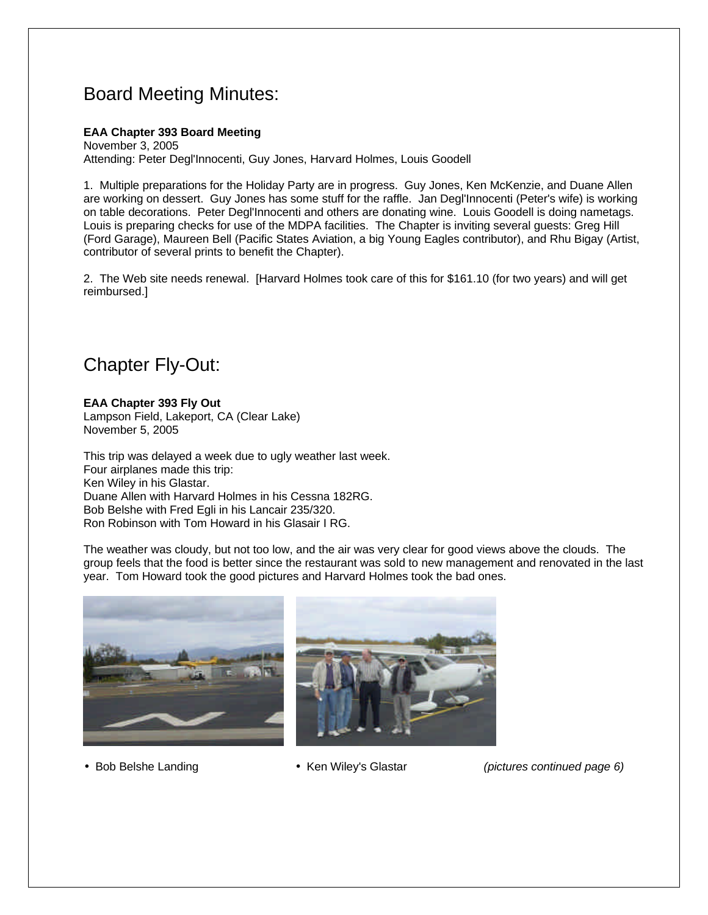## Board Meeting Minutes:

**EAA Chapter 393 Board Meeting**
November 3, 2005
Attending: Peter Degl'Innocenti, Guy Jones, Harvard Holmes, Louis Goodell

1. Multiple preparations for the Holiday Party are in progress. Guy Jones, Ken McKenzie, and Duane Allen are working on dessert. Guy Jones has some stuff for the raffle. Jan Degl'Innocenti (Peter's wife) is working on table decorations. Peter Degl'Innocenti and others are donating wine. Louis Goodell is doing nametags. Louis is preparing checks for use of the MDPA facilities. The Chapter is inviting several guests: Greg Hill (Ford Garage), Maureen Bell (Pacific States Aviation, a big Young Eagles contributor), and Rhu Bigay (Artist, contributor of several prints to benefit the Chapter).

2. The Web site needs renewal. [Harvard Holmes took care of this for $161.10 (for two years) and will get reimbursed.]

## Chapter Fly-Out:

**EAA Chapter 393 Fly Out**
Lampson Field, Lakeport, CA (Clear Lake)
November 5, 2005

This trip was delayed a week due to ugly weather last week.
Four airplanes made this trip:
Ken Wiley in his Glastar.
Duane Allen with Harvard Holmes in his Cessna 182RG.
Bob Belshe with Fred Egli in his Lancair 235/320.
Ron Robinson with Tom Howard in his Glasair I RG.

The weather was cloudy, but not too low, and the air was very clear for good views above the clouds. The group feels that the food is better since the restaurant was sold to new management and renovated in the last year. Tom Howard took the good pictures and Harvard Holmes took the bad ones.

- Bob Belshe Landing
- Ken Wiley's Glastar

*(pictures continued page 6)*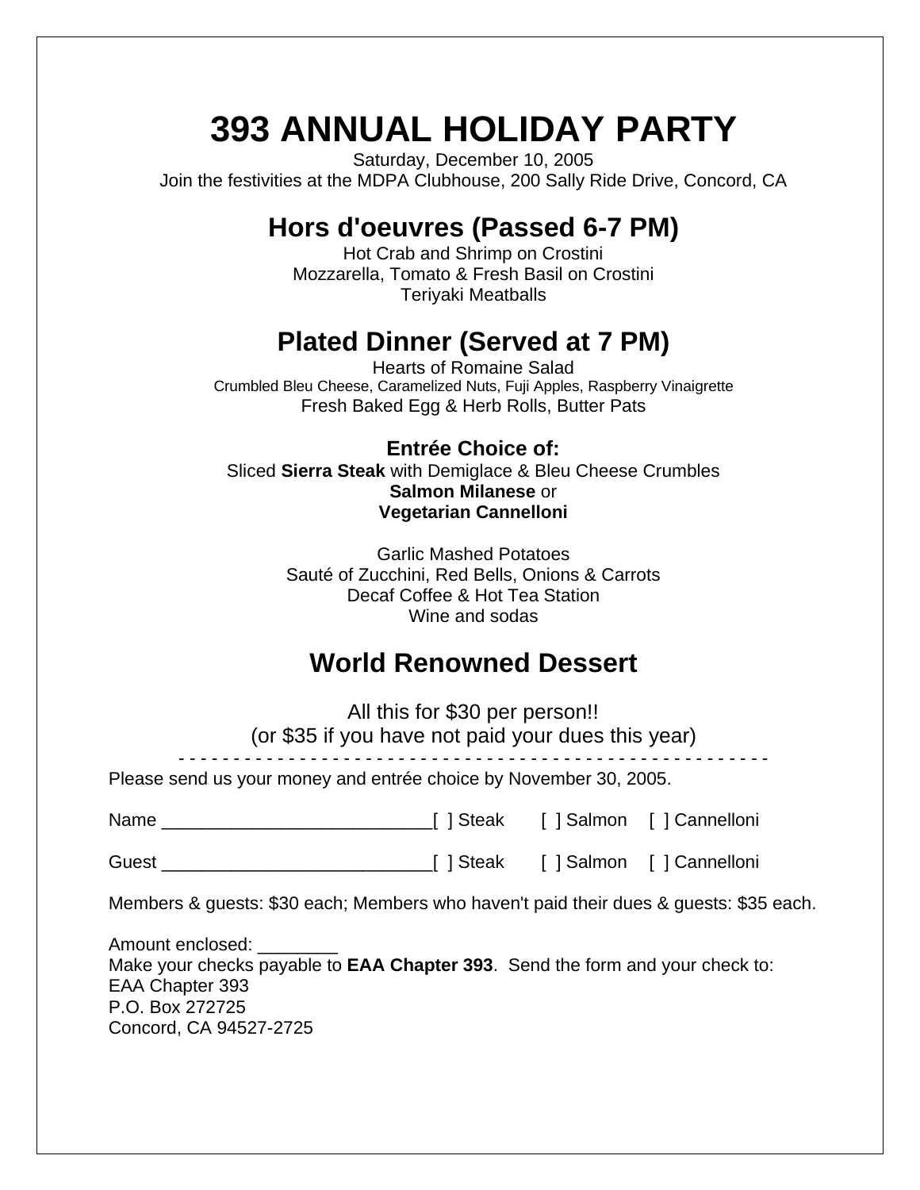# 393 ANNUAL HOLIDAY PARTY

Saturday, December 10, 2005
Join the festivities at the MDPA Clubhouse, 200 Sally Ride Drive, Concord, CA

## Hors d'oeuvres (Passed 6-7 PM)

Hot Crab and Shrimp on Crostini
Mozzarella, Tomato & Fresh Basil on Crostini
Teriyaki Meatballs

## Plated Dinner (Served at 7 PM)

Hearts of Romaine Salad
Crumbled Bleu Cheese, Caramelized Nuts, Fuji Apples, Raspberry Vinaigrette
Fresh Baked Egg & Herb Rolls, Butter Pats

### Entrée Choice of:

Sliced **Sierra Steak** with Demiglace & Bleu Cheese Crumbles
**Salmon Milanese** or
**Vegetarian Cannelloni**

Garlic Mashed Potatoes
Sauté of Zucchini, Red Bells, Onions & Carrots
Decaf Coffee & Hot Tea Station
Wine and sodas

## World Renowned Dessert

All this for $30 per person!!
(or $35 if you have not paid your dues this year)

- - - - - - - - - - - - - - - - - - - - - - - - - - - - - - - - - - - - - - - - - - - - - - - - - - - - - -

Please send us your money and entrée choice by November 30, 2005.

Name ___________________________[ ] Steak [ ] Salmon [ ] Cannelloni

Guest ___________________________[ ] Steak [ ] Salmon [ ] Cannelloni

Members & guests: $30 each; Members who haven't paid their dues & guests: $35 each.

Amount enclosed: ________
Make your checks payable to **EAA Chapter 393**. Send the form and your check to:
EAA Chapter 393
P.O. Box 272725
Concord, CA 94527-2725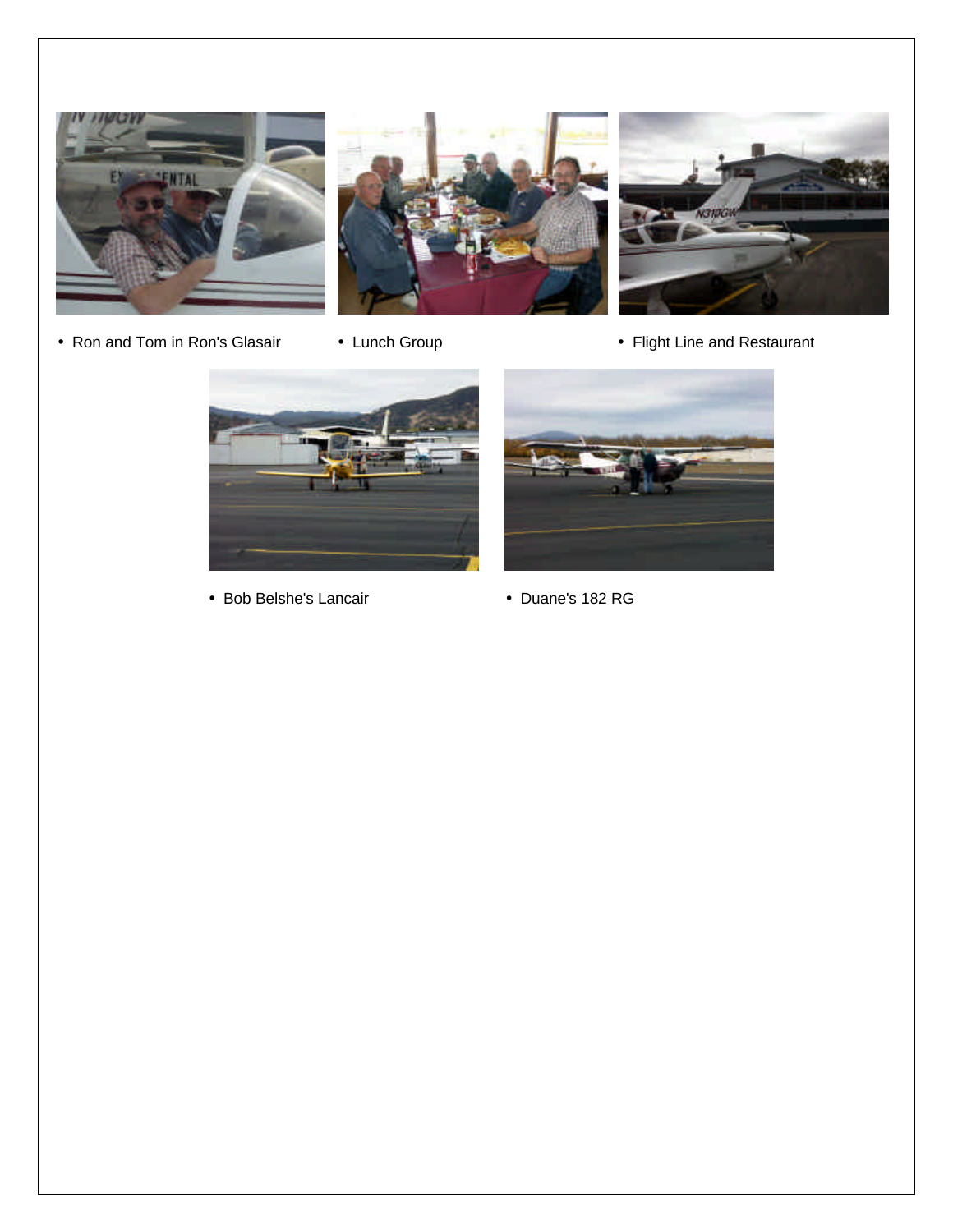- Ron and Tom in Ron's Glasair
- Lunch Group
- Flight Line and Restaurant
- Bob Belshe's Lancair
- Duane's 182 RG